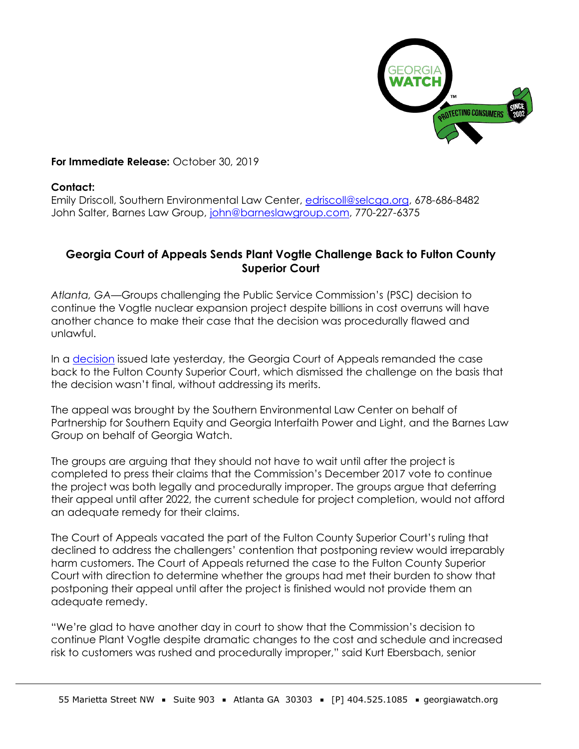**For Immediate Release:** October 30, 2019

**Contact:**
Emily Driscoll, Southern Environmental Law Center, edriscoll@selcga.org, 678-686-8482
John Salter, Barnes Law Group, john@barneslawgroup.com, 770-227-6375

## Georgia Court of Appeals Sends Plant Vogtle Challenge Back to Fulton County Superior Court

*Atlanta, GA*—Groups challenging the Public Service Commission's (PSC) decision to continue the Vogtle nuclear expansion project despite billions in cost overruns will have another chance to make their case that the decision was procedurally flawed and unlawful.

In a decision issued late yesterday, the Georgia Court of Appeals remanded the case back to the Fulton County Superior Court, which dismissed the challenge on the basis that the decision wasn't final, without addressing its merits.

The appeal was brought by the Southern Environmental Law Center on behalf of Partnership for Southern Equity and Georgia Interfaith Power and Light, and the Barnes Law Group on behalf of Georgia Watch.

The groups are arguing that they should not have to wait until after the project is completed to press their claims that the Commission's December 2017 vote to continue the project was both legally and procedurally improper. The groups argue that deferring their appeal until after 2022, the current schedule for project completion, would not afford an adequate remedy for their claims.

The Court of Appeals vacated the part of the Fulton County Superior Court's ruling that declined to address the challengers' contention that postponing review would irreparably harm customers. The Court of Appeals returned the case to the Fulton County Superior Court with direction to determine whether the groups had met their burden to show that postponing their appeal until after the project is finished would not provide them an adequate remedy.

"We're glad to have another day in court to show that the Commission's decision to continue Plant Vogtle despite dramatic changes to the cost and schedule and increased risk to customers was rushed and procedurally improper," said Kurt Ebersbach, senior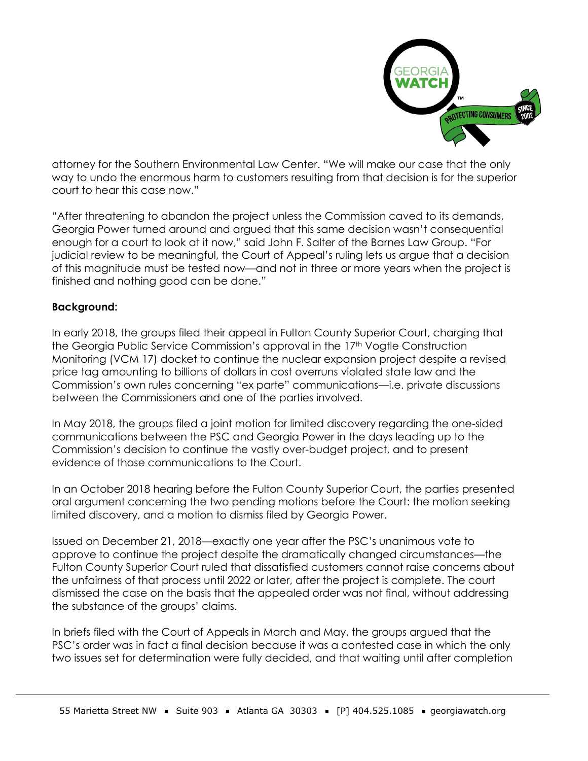attorney for the Southern Environmental Law Center. "We will make our case that the only way to undo the enormous harm to customers resulting from that decision is for the superior court to hear this case now."

"After threatening to abandon the project unless the Commission caved to its demands, Georgia Power turned around and argued that this same decision wasn't consequential enough for a court to look at it now," said John F. Salter of the Barnes Law Group. "For judicial review to be meaningful, the Court of Appeal's ruling lets us argue that a decision of this magnitude must be tested now—and not in three or more years when the project is finished and nothing good can be done."

**Background:**

In early 2018, the groups filed their appeal in Fulton County Superior Court, charging that the Georgia Public Service Commission's approval in the 17th Vogtle Construction Monitoring (VCM 17) docket to continue the nuclear expansion project despite a revised price tag amounting to billions of dollars in cost overruns violated state law and the Commission's own rules concerning "ex parte" communications—i.e. private discussions between the Commissioners and one of the parties involved.

In May 2018, the groups filed a joint motion for limited discovery regarding the one-sided communications between the PSC and Georgia Power in the days leading up to the Commission's decision to continue the vastly over-budget project, and to present evidence of those communications to the Court.

In an October 2018 hearing before the Fulton County Superior Court, the parties presented oral argument concerning the two pending motions before the Court: the motion seeking limited discovery, and a motion to dismiss filed by Georgia Power.

Issued on December 21, 2018—exactly one year after the PSC's unanimous vote to approve to continue the project despite the dramatically changed circumstances—the Fulton County Superior Court ruled that dissatisfied customers cannot raise concerns about the unfairness of that process until 2022 or later, after the project is complete. The court dismissed the case on the basis that the appealed order was not final, without addressing the substance of the groups' claims.

In briefs filed with the Court of Appeals in March and May, the groups argued that the PSC's order was in fact a final decision because it was a contested case in which the only two issues set for determination were fully decided, and that waiting until after completion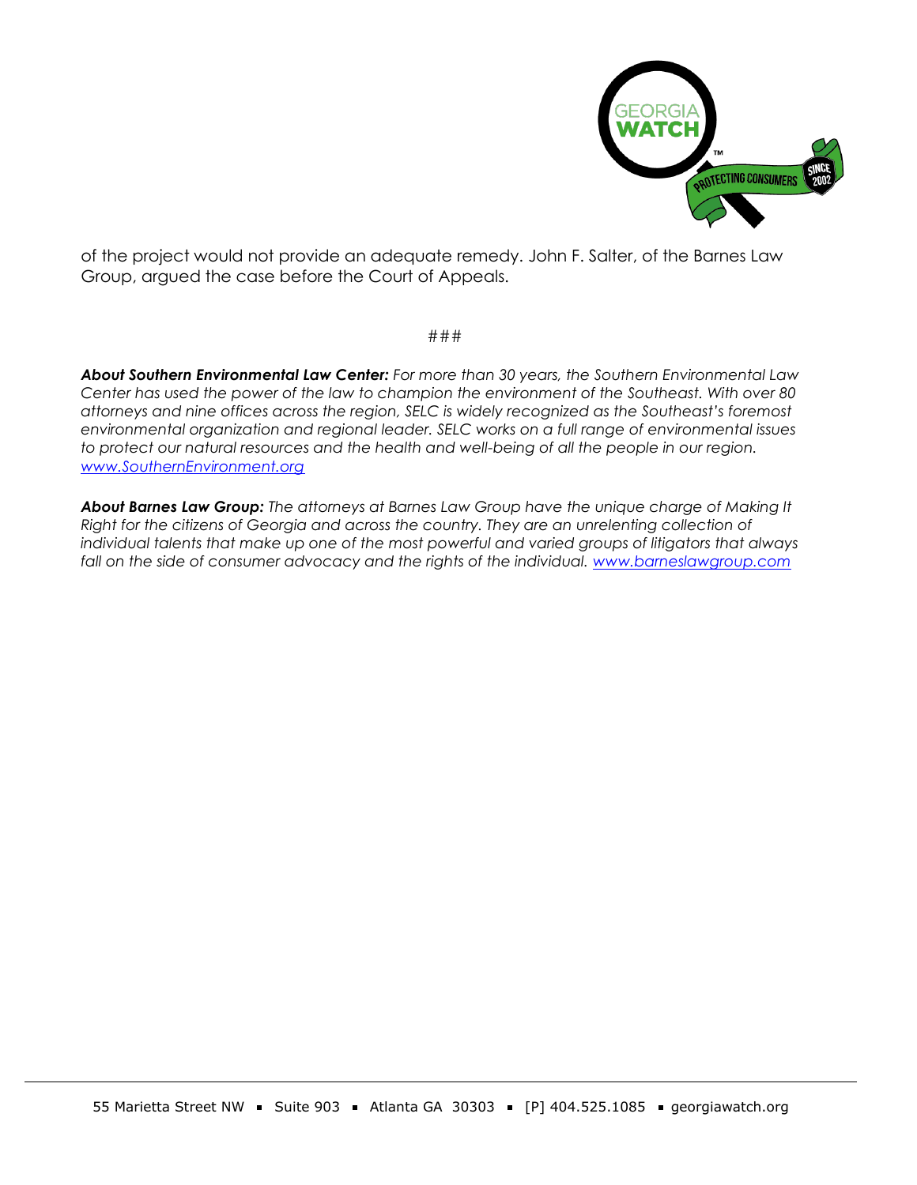of the project would not provide an adequate remedy. John F. Salter, of the Barnes Law Group, argued the case before the Court of Appeals.

###

***About Southern Environmental Law Center:*** *For more than 30 years, the Southern Environmental Law Center has used the power of the law to champion the environment of the Southeast. With over 80 attorneys and nine offices across the region, SELC is widely recognized as the Southeast's foremost environmental organization and regional leader. SELC works on a full range of environmental issues to protect our natural resources and the health and well-being of all the people in our region.* [*www.SouthernEnvironment.org*](http://www.SouthernEnvironment.org)

***About Barnes Law Group:*** *The attorneys at Barnes Law Group have the unique charge of Making It Right for the citizens of Georgia and across the country. They are an unrelenting collection of individual talents that make up one of the most powerful and varied groups of litigators that always fall on the side of consumer advocacy and the rights of the individual.* [*www.barneslawgroup.com*](http://www.barneslawgroup.com)